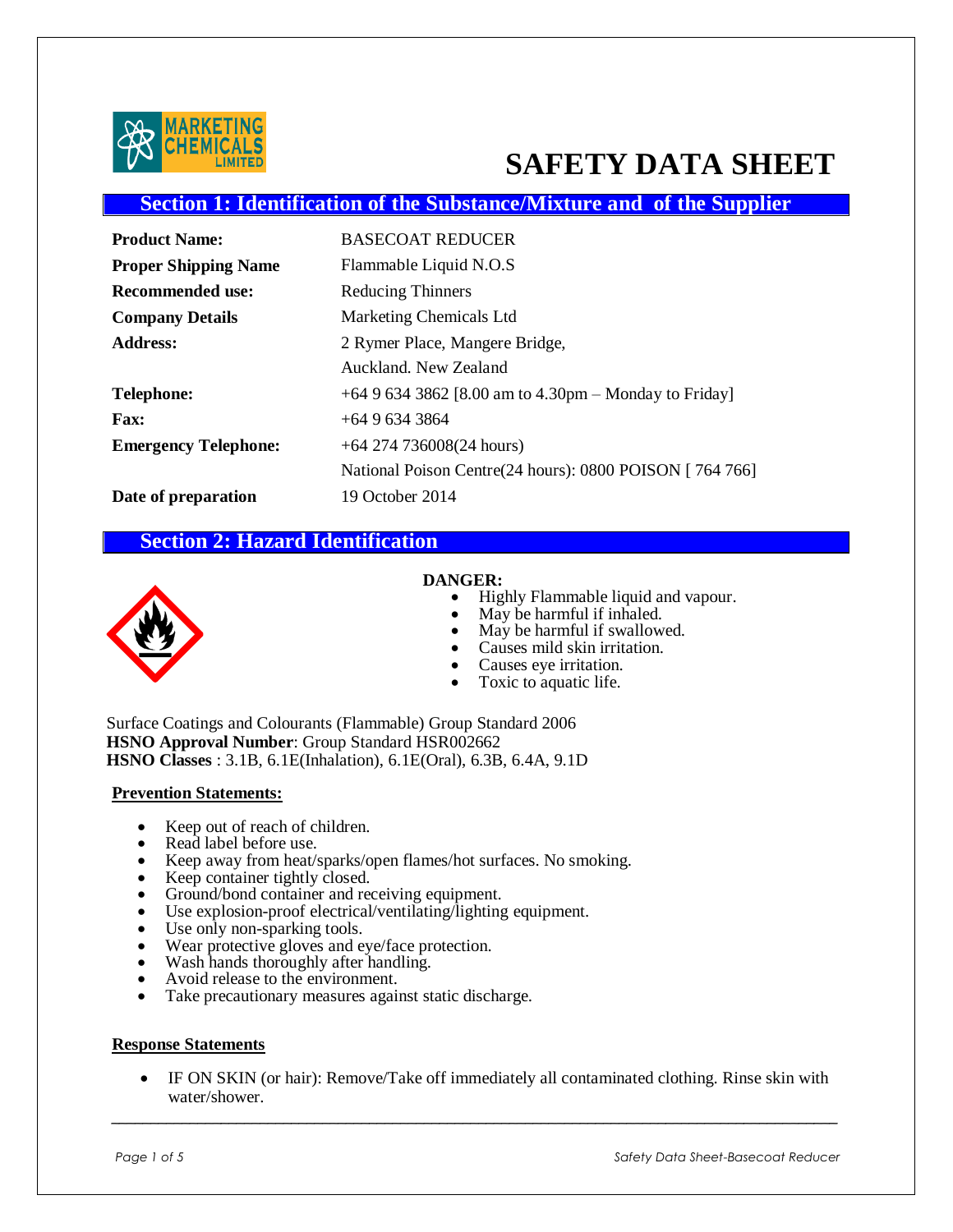# SAFETY DATA SHEET

## Section 1: Identification of the Substance/Mixture and of the Supplier

| | |
|---|---|
| **Product Name:** | BASECOAT REDUCER |
| **Proper Shipping Name** | Flammable Liquid N.O.S |
| **Recommended use:** | Reducing Thinners |
| **Company Details** | Marketing Chemicals Ltd |
| **Address:** | 2 Rymer Place, Mangere Bridge, Auckland. New Zealand |
| **Telephone:** | +64 9 634 3862 [8.00 am to 4.30pm – Monday to Friday] |
| **Fax:** | +64 9 634 3864 |
| **Emergency Telephone:** | +64 274 736008(24 hours)<br>National Poison Centre(24 hours): 0800 POISON [ 764 766] |
| **Date of preparation** | 19 October 2014 |

## Section 2: Hazard Identification

**DANGER:**

- Highly Flammable liquid and vapour.
- May be harmful if inhaled.
- May be harmful if swallowed.
- Causes mild skin irritation.
- Causes eye irritation.
- Toxic to aquatic life.

Surface Coatings and Colourants (Flammable) Group Standard 2006
**HSNO Approval Number**: Group Standard HSR002662
**HSNO Classes** : 3.1B, 6.1E(Inhalation), 6.1E(Oral), 6.3B, 6.4A, 9.1D

**Prevention Statements:**

- Keep out of reach of children.
- Read label before use.
- Keep away from heat/sparks/open flames/hot surfaces. No smoking.
- Keep container tightly closed.
- Ground/bond container and receiving equipment.
- Use explosion-proof electrical/ventilating/lighting equipment.
- Use only non-sparking tools.
- Wear protective gloves and eye/face protection.
- Wash hands thoroughly after handling.
- Avoid release to the environment.
- Take precautionary measures against static discharge.

**Response Statements**

- IF ON SKIN (or hair): Remove/Take off immediately all contaminated clothing. Rinse skin with water/shower.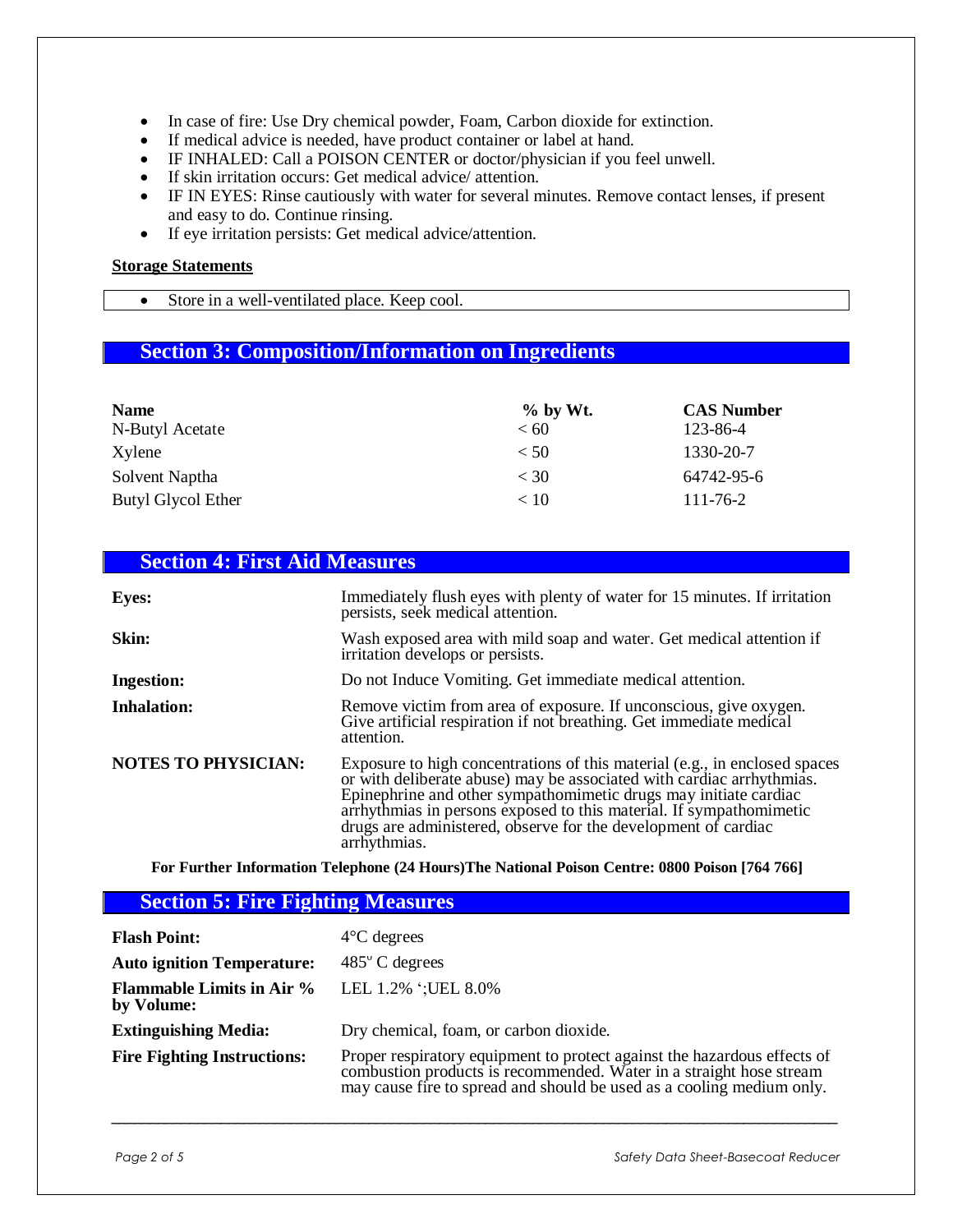- In case of fire: Use Dry chemical powder, Foam, Carbon dioxide for extinction.
- If medical advice is needed, have product container or label at hand.
- IF INHALED: Call a POISON CENTER or doctor/physician if you feel unwell.
- If skin irritation occurs: Get medical advice/ attention.
- IF IN EYES: Rinse cautiously with water for several minutes. Remove contact lenses, if present and easy to do. Continue rinsing.
- If eye irritation persists: Get medical advice/attention.

**Storage Statements**

- Store in a well-ventilated place. Keep cool.

## Section 3: Composition/Information on Ingredients

| Name | % by Wt. | CAS Number |
|---|---|---|
| N-Butyl Acetate | < 60 | 123-86-4 |
| Xylene | < 50 | 1330-20-7 |
| Solvent Naptha | < 30 | 64742-95-6 |
| Butyl Glycol Ether | < 10 | 111-76-2 |

## Section 4: First Aid Measures

**Eyes:** Immediately flush eyes with plenty of water for 15 minutes. If irritation persists, seek medical attention.

**Skin:** Wash exposed area with mild soap and water. Get medical attention if irritation develops or persists.

**Ingestion:** Do not Induce Vomiting. Get immediate medical attention.

**Inhalation:** Remove victim from area of exposure. If unconscious, give oxygen. Give artificial respiration if not breathing. Get immediate medical attention.

**NOTES TO PHYSICIAN:** Exposure to high concentrations of this material (e.g., in enclosed spaces or with deliberate abuse) may be associated with cardiac arrhythmias. Epinephrine and other sympathomimetic drugs may initiate cardiac arrhythmias in persons exposed to this material. If sympathomimetic drugs are administered, observe for the development of cardiac arrhythmias.

**For Further Information Telephone (24 Hours)The National Poison Centre: 0800 Poison [764 766]**

## Section 5: Fire Fighting Measures

**Flash Point:** 4°C degrees

**Auto ignition Temperature:** 485° C degrees

**Flammable Limits in Air % by Volume:** LEL 1.2% ';UEL 8.0%

**Extinguishing Media:** Dry chemical, foam, or carbon dioxide.

**Fire Fighting Instructions:** Proper respiratory equipment to protect against the hazardous effects of combustion products is recommended. Water in a straight hose stream may cause fire to spread and should be used as a cooling medium only.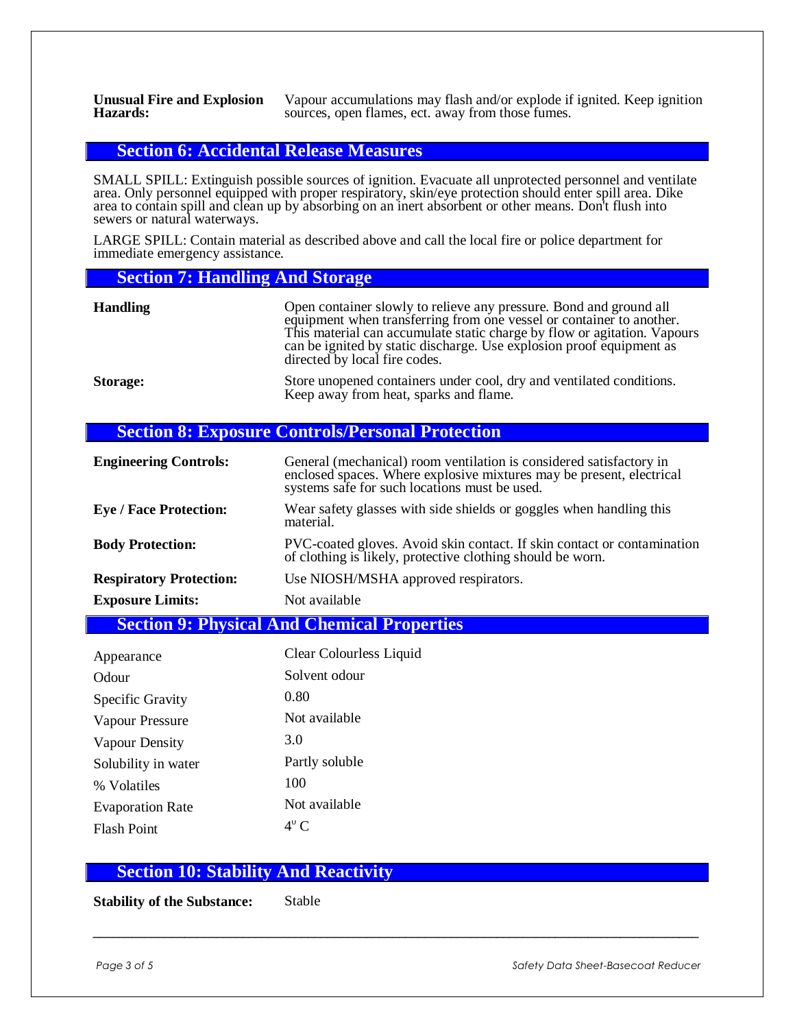**Unusual Fire and Explosion Hazards:** Vapour accumulations may flash and/or explode if ignited. Keep ignition sources, open flames, ect. away from those fumes.

## Section 6: Accidental Release Measures

SMALL SPILL: Extinguish possible sources of ignition. Evacuate all unprotected personnel and ventilate area. Only personnel equipped with proper respiratory, skin/eye protection should enter spill area. Dike area to contain spill and clean up by absorbing on an inert absorbent or other means. Don't flush into sewers or natural waterways.

LARGE SPILL: Contain material as described above and call the local fire or police department for immediate emergency assistance.

## Section 7: Handling And Storage

**Handling** Open container slowly to relieve any pressure. Bond and ground all equipment when transferring from one vessel or container to another. This material can accumulate static charge by flow or agitation. Vapours can be ignited by static discharge. Use explosion proof equipment as directed by local fire codes.

**Storage:** Store unopened containers under cool, dry and ventilated conditions. Keep away from heat, sparks and flame.

## Section 8: Exposure Controls/Personal Protection

**Engineering Controls:** General (mechanical) room ventilation is considered satisfactory in enclosed spaces. Where explosive mixtures may be present, electrical systems safe for such locations must be used.

**Eye / Face Protection:** Wear safety glasses with side shields or goggles when handling this material.

**Body Protection:** PVC-coated gloves. Avoid skin contact. If skin contact or contamination of clothing is likely, protective clothing should be worn.

**Respiratory Protection:** Use NIOSH/MSHA approved respirators.

**Exposure Limits:** Not available

## Section 9: Physical And Chemical Properties

| | |
|---|---|
| Appearance | Clear Colourless Liquid |
| Odour | Solvent odour |
| Specific Gravity | 0.80 |
| Vapour Pressure | Not available |
| Vapour Density | 3.0 |
| Solubility in water | Partly soluble |
| % Volatiles | 100 |
| Evaporation Rate | Not available |
| Flash Point | 4° C |

## Section 10: Stability And Reactivity

**Stability of the Substance:** Stable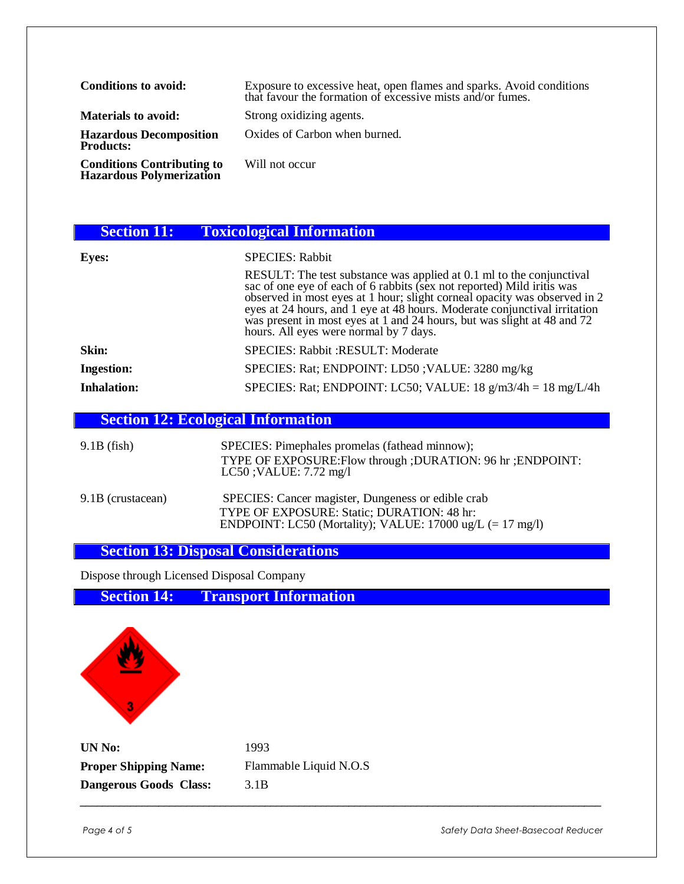| | |
|---|---|
| **Conditions to avoid:** | Exposure to excessive heat, open flames and sparks. Avoid conditions that favour the formation of excessive mists and/or fumes. |
| **Materials to avoid:** | Strong oxidizing agents. |
| **Hazardous Decomposition Products:** | Oxides of Carbon when burned. |
| **Conditions Contributing to Hazardous Polymerization** | Will not occur |

## Section 11: Toxicological Information

| | |
|---|---|
| **Eyes:** | SPECIES: Rabbit<br>RESULT: The test substance was applied at 0.1 ml to the conjunctival sac of one eye of each of 6 rabbits (sex not reported) Mild iritis was observed in most eyes at 1 hour; slight corneal opacity was observed in 2 eyes at 24 hours, and 1 eye at 48 hours. Moderate conjunctival irritation was present in most eyes at 1 and 24 hours, but was slight at 48 and 72 hours. All eyes were normal by 7 days. |
| **Skin:** | SPECIES: Rabbit :RESULT: Moderate |
| **Ingestion:** | SPECIES: Rat; ENDPOINT: LD50 ;VALUE: 3280 mg/kg |
| **Inhalation:** | SPECIES: Rat; ENDPOINT: LC50; VALUE: 18 g/m3/4h = 18 mg/L/4h |

## Section 12: Ecological Information

| | |
|---|---|
| 9.1B (fish) | SPECIES: Pimephales promelas (fathead minnow);<br>TYPE OF EXPOSURE:Flow through ;DURATION: 96 hr ;ENDPOINT: LC50 ;VALUE: 7.72 mg/l |
| 9.1B (crustacean) | SPECIES: Cancer magister, Dungeness or edible crab<br>TYPE OF EXPOSURE: Static; DURATION: 48 hr:<br>ENDPOINT: LC50 (Mortality); VALUE: 17000 ug/L (= 17 mg/l) |

## Section 13: Disposal Considerations

Dispose through Licensed Disposal Company

## Section 14: Transport Information

| | |
|---|---|
| **UN No:** | 1993 |
| **Proper Shipping Name:** | Flammable Liquid N.O.S |
| **Dangerous Goods Class:** | 3.1B |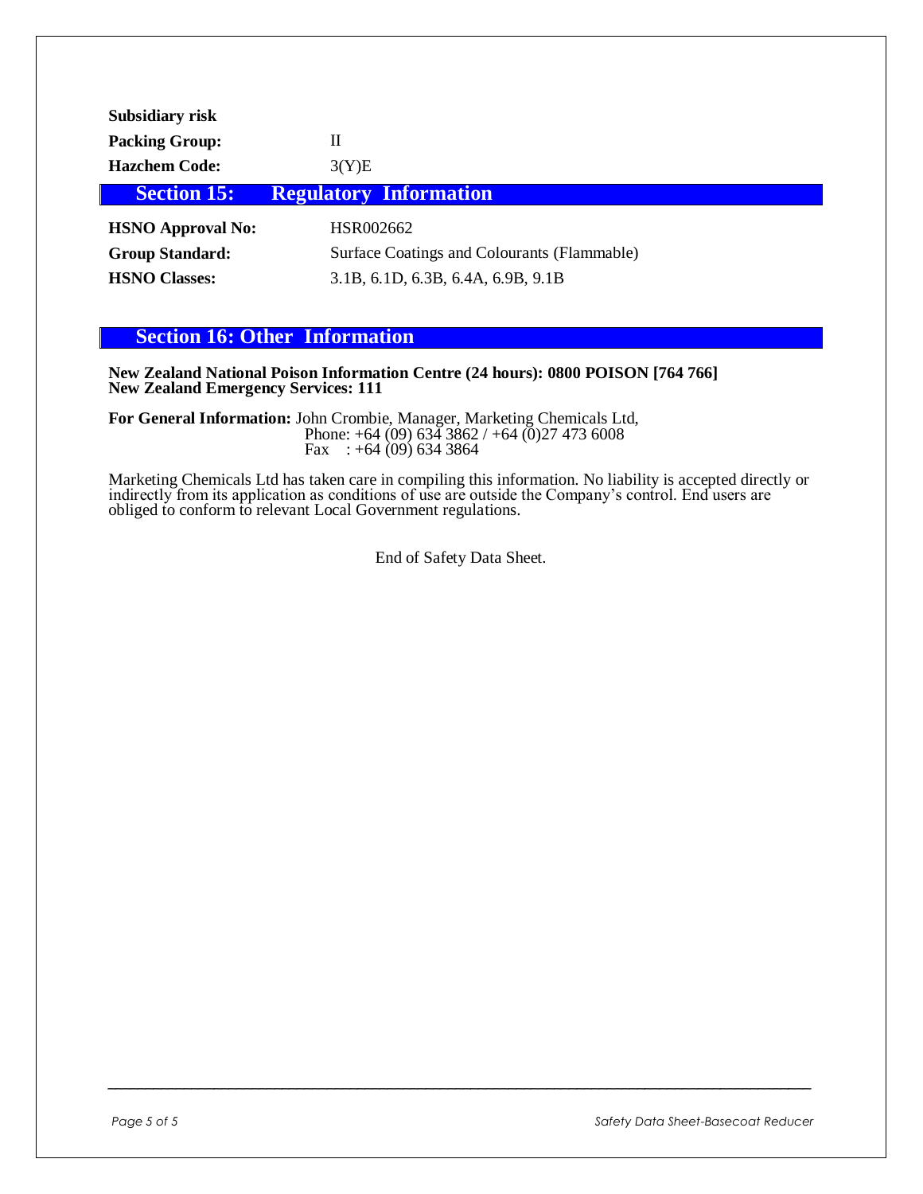**Subsidiary risk**

**Packing Group:** II

**Hazchem Code:** 3(Y)E

## Section 15: Regulatory Information

**HSNO Approval No:** HSR002662

**Group Standard:** Surface Coatings and Colourants (Flammable)

**HSNO Classes:** 3.1B, 6.1D, 6.3B, 6.4A, 6.9B, 9.1B

## Section 16: Other Information

**New Zealand National Poison Information Centre (24 hours): 0800 POISON [764 766]**
**New Zealand Emergency Services: 111**

**For General Information:** John Crombie, Manager, Marketing Chemicals Ltd,
Phone: +64 (09) 634 3862 / +64 (0)27 473 6008
Fax : +64 (09) 634 3864

Marketing Chemicals Ltd has taken care in compiling this information. No liability is accepted directly or indirectly from its application as conditions of use are outside the Company's control. End users are obliged to conform to relevant Local Government regulations.

End of Safety Data Sheet.